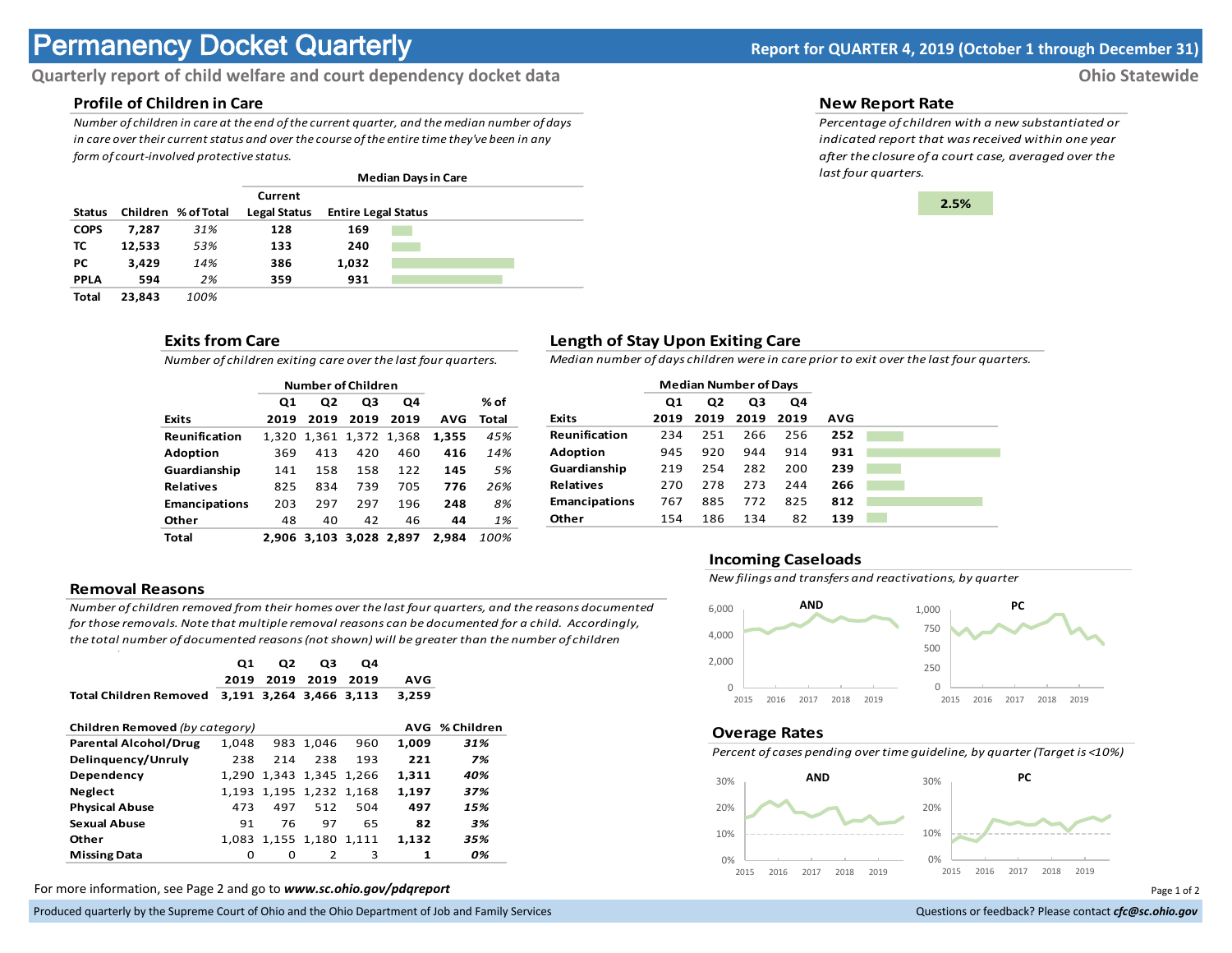# Permanency Docket Quarterly

**Report for QUARTER 4, 2019 (October 1 through December 31)**

**Quarterly report of child welfare and court dependency docket data**

**Ohio Statewide**

## Profile of Children in Care

*Number of children in care at the end of the current quarter, and the median number of days in care over their current status and over the course of the entire time they've been in any form of court-involved protective status.*

| | | | Median Days in Care | |
|---|---|---|---|---|
| Status | Children | % of Total | Current Legal Status | Entire Legal Status |
| COPS | 7,287 | 31% | 128 | 169 |
| TC | 12,533 | 53% | 133 | 240 |
| PC | 3,429 | 14% | 386 | 1,032 |
| PPLA | 594 | 2% | 359 | 931 |
| Total | 23,843 | 100% | | |

## New Report Rate

*Percentage of children with a new substantiated or indicated report that was received within one year after the closure of a court case, averaged over the last four quarters.*

**2.5%**

## Exits from Care

*Number of children exiting care over the last four quarters.*

| | Number of Children | | | | | |
|---|---|---|---|---|---|---|
| Exits | Q1 2019 | Q2 2019 | Q3 2019 | Q4 2019 | AVG | % of Total |
| Reunification | 1,320 | 1,361 | 1,372 | 1,368 | **1,355** | *45%* |
| Adoption | 369 | 413 | 420 | 460 | **416** | *14%* |
| Guardianship | 141 | 158 | 158 | 122 | **145** | *5%* |
| Relatives | 825 | 834 | 739 | 705 | **776** | *26%* |
| Emancipations | 203 | 297 | 297 | 196 | **248** | *8%* |
| Other | 48 | 40 | 42 | 46 | **44** | *1%* |
| **Total** | **2,906** | **3,103** | **3,028** | **2,897** | **2,984** | *100%* |

## Length of Stay Upon Exiting Care

*Median number of days children were in care prior to exit over the last four quarters.*

| | Median Number of Days | | | | |
|---|---|---|---|---|---|
| Exits | Q1 2019 | Q2 2019 | Q3 2019 | Q4 2019 | AVG |
| Reunification | 234 | 251 | 266 | 256 | **252** |
| Adoption | 945 | 920 | 944 | 914 | **931** |
| Guardianship | 219 | 254 | 282 | 200 | **239** |
| Relatives | 270 | 278 | 273 | 244 | **266** |
| Emancipations | 767 | 885 | 772 | 825 | **812** |
| Other | 154 | 186 | 134 | 82 | **139** |

## Removal Reasons

*Number of children removed from their homes over the last four quarters, and the reasons documented for those removals. Note that multiple removal reasons can be documented for a child. Accordingly, the total number of documented reasons (not shown) will be greater than the number of children*

| | Q1 2019 | Q2 2019 | Q3 2019 | Q4 2019 | AVG |
|---|---|---|---|---|---|
| **Total Children Removed** | **3,191** | **3,264** | **3,466** | **3,113** | **3,259** |

| Children Removed *(by category)* | Q1 2019 | Q2 2019 | Q3 2019 | Q4 2019 | AVG | % Children |
|---|---|---|---|---|---|---|
| Parental Alcohol/Drug | 1,048 | 983 | 1,046 | 960 | **1,009** | ***31%*** |
| Delinquency/Unruly | 238 | 214 | 238 | 193 | **221** | ***7%*** |
| Dependency | 1,290 | 1,343 | 1,345 | 1,266 | **1,311** | ***40%*** |
| Neglect | 1,193 | 1,195 | 1,232 | 1,168 | **1,197** | ***37%*** |
| Physical Abuse | 473 | 497 | 512 | 504 | **497** | ***15%*** |
| Sexual Abuse | 91 | 76 | 97 | 65 | **82** | ***3%*** |
| Other | 1,083 | 1,155 | 1,180 | 1,111 | **1,132** | ***35%*** |
| Missing Data | 0 | 0 | 2 | 3 | **1** | ***0%*** |

## Incoming Caseloads

*New filings and transfers and reactivations, by quarter*

AND (0 – 6,000; 2015–2019)

PC (0 – 1,000; 2015–2019)

## Overage Rates

*Percent of cases pending over time guideline, by quarter (Target is <10%)*

AND (0% – 30%; 2015–2019)

PC (0% – 30%; 2015–2019)

For more information, see Page 2 and go to ***www.sc.ohio.gov/pdqreport***

Produced quarterly by the Supreme Court of Ohio and the Ohio Department of Job and Family Services

Questions or feedback? Please contact ***cfc@sc.ohio.gov***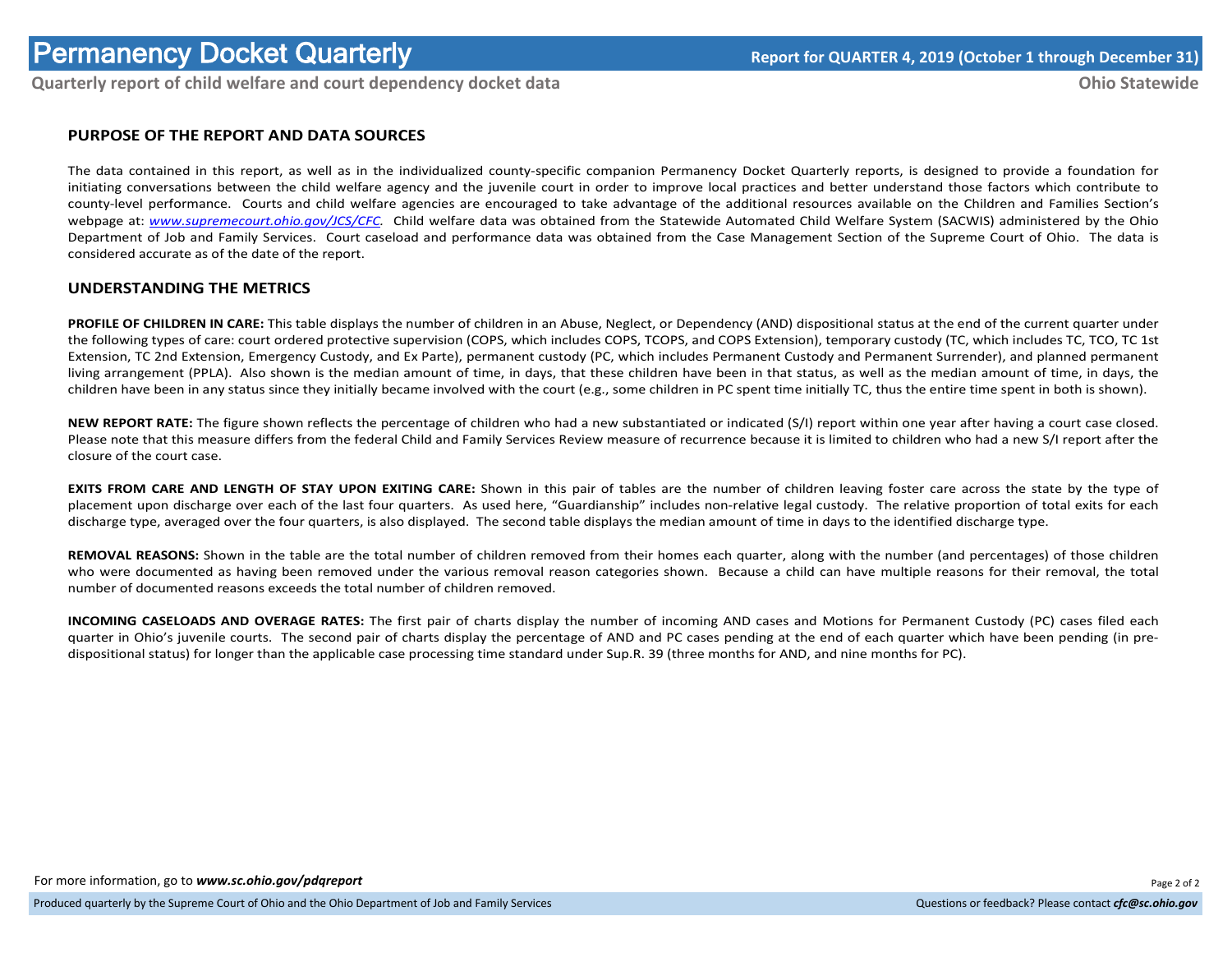## PURPOSE OF THE REPORT AND DATA SOURCES

The data contained in this report, as well as in the individualized county-specific companion Permanency Docket Quarterly reports, is designed to provide a foundation for initiating conversations between the child welfare agency and the juvenile court in order to improve local practices and better understand those factors which contribute to county-level performance. Courts and child welfare agencies are encouraged to take advantage of the additional resources available on the Children and Families Section's webpage at: *www.supremecourt.ohio.gov/JCS/CFC*. Child welfare data was obtained from the Statewide Automated Child Welfare System (SACWIS) administered by the Ohio Department of Job and Family Services. Court caseload and performance data was obtained from the Case Management Section of the Supreme Court of Ohio. The data is considered accurate as of the date of the report.

## UNDERSTANDING THE METRICS

**PROFILE OF CHILDREN IN CARE:** This table displays the number of children in an Abuse, Neglect, or Dependency (AND) dispositional status at the end of the current quarter under the following types of care: court ordered protective supervision (COPS, which includes COPS, TCOPS, and COPS Extension), temporary custody (TC, which includes TC, TCO, TC 1st Extension, TC 2nd Extension, Emergency Custody, and Ex Parte), permanent custody (PC, which includes Permanent Custody and Permanent Surrender), and planned permanent living arrangement (PPLA). Also shown is the median amount of time, in days, that these children have been in that status, as well as the median amount of time, in days, the children have been in any status since they initially became involved with the court (e.g., some children in PC spent time initially TC, thus the entire time spent in both is shown).

**NEW REPORT RATE:** The figure shown reflects the percentage of children who had a new substantiated or indicated (S/I) report within one year after having a court case closed. Please note that this measure differs from the federal Child and Family Services Review measure of recurrence because it is limited to children who had a new S/I report after the closure of the court case.

**EXITS FROM CARE AND LENGTH OF STAY UPON EXITING CARE:** Shown in this pair of tables are the number of children leaving foster care across the state by the type of placement upon discharge over each of the last four quarters. As used here, "Guardianship" includes non-relative legal custody. The relative proportion of total exits for each discharge type, averaged over the four quarters, is also displayed. The second table displays the median amount of time in days to the identified discharge type.

**REMOVAL REASONS:** Shown in the table are the total number of children removed from their homes each quarter, along with the number (and percentages) of those children who were documented as having been removed under the various removal reason categories shown. Because a child can have multiple reasons for their removal, the total number of documented reasons exceeds the total number of children removed.

**INCOMING CASELOADS AND OVERAGE RATES:** The first pair of charts display the number of incoming AND cases and Motions for Permanent Custody (PC) cases filed each quarter in Ohio's juvenile courts. The second pair of charts display the percentage of AND and PC cases pending at the end of each quarter which have been pending (in pre-dispositional status) for longer than the applicable case processing time standard under Sup.R. 39 (three months for AND, and nine months for PC).

For more information, go to ***www.sc.ohio.gov/pdqreport***

Produced quarterly by the Supreme Court of Ohio and the Ohio Department of Job and Family Services

Questions or feedback? Please contact ***cfc@sc.ohio.gov***